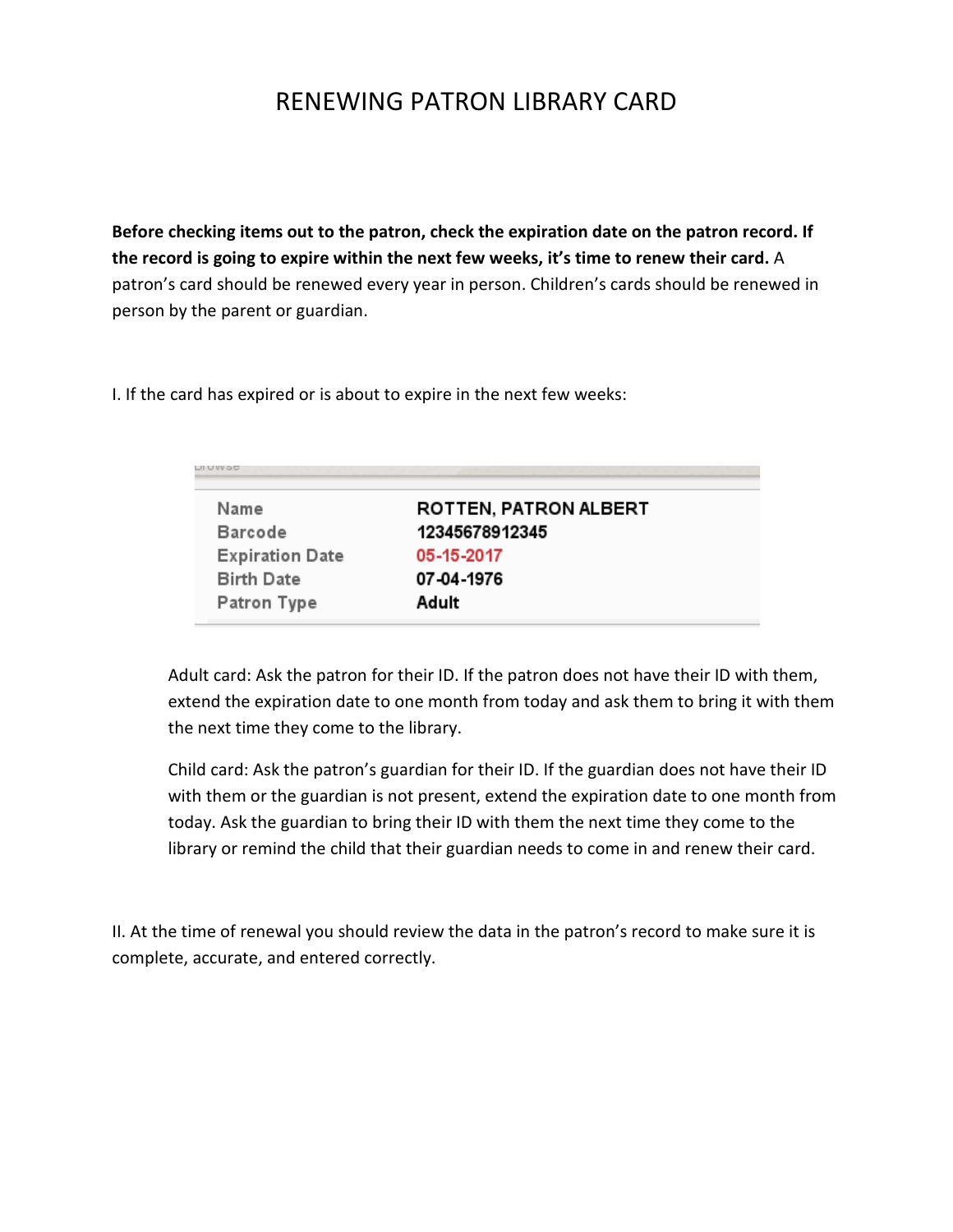# RENEWING PATRON LIBRARY CARD

**Before checking items out to the patron, check the expiration date on the patron record. If the record is going to expire within the next few weeks, it's time to renew their card.** A patron's card should be renewed every year in person. Children's cards should be renewed in person by the parent or guardian.

I. If the card has expired or is about to expire in the next few weeks:

| | |
|---|---|
| Name | ROTTEN, PATRON ALBERT |
| Barcode | 12345678912345 |
| Expiration Date | 05-15-2017 |
| Birth Date | 07-04-1976 |
| Patron Type | Adult |

Adult card: Ask the patron for their ID. If the patron does not have their ID with them, extend the expiration date to one month from today and ask them to bring it with them the next time they come to the library.

Child card: Ask the patron's guardian for their ID. If the guardian does not have their ID with them or the guardian is not present, extend the expiration date to one month from today. Ask the guardian to bring their ID with them the next time they come to the library or remind the child that their guardian needs to come in and renew their card.

II. At the time of renewal you should review the data in the patron's record to make sure it is complete, accurate, and entered correctly.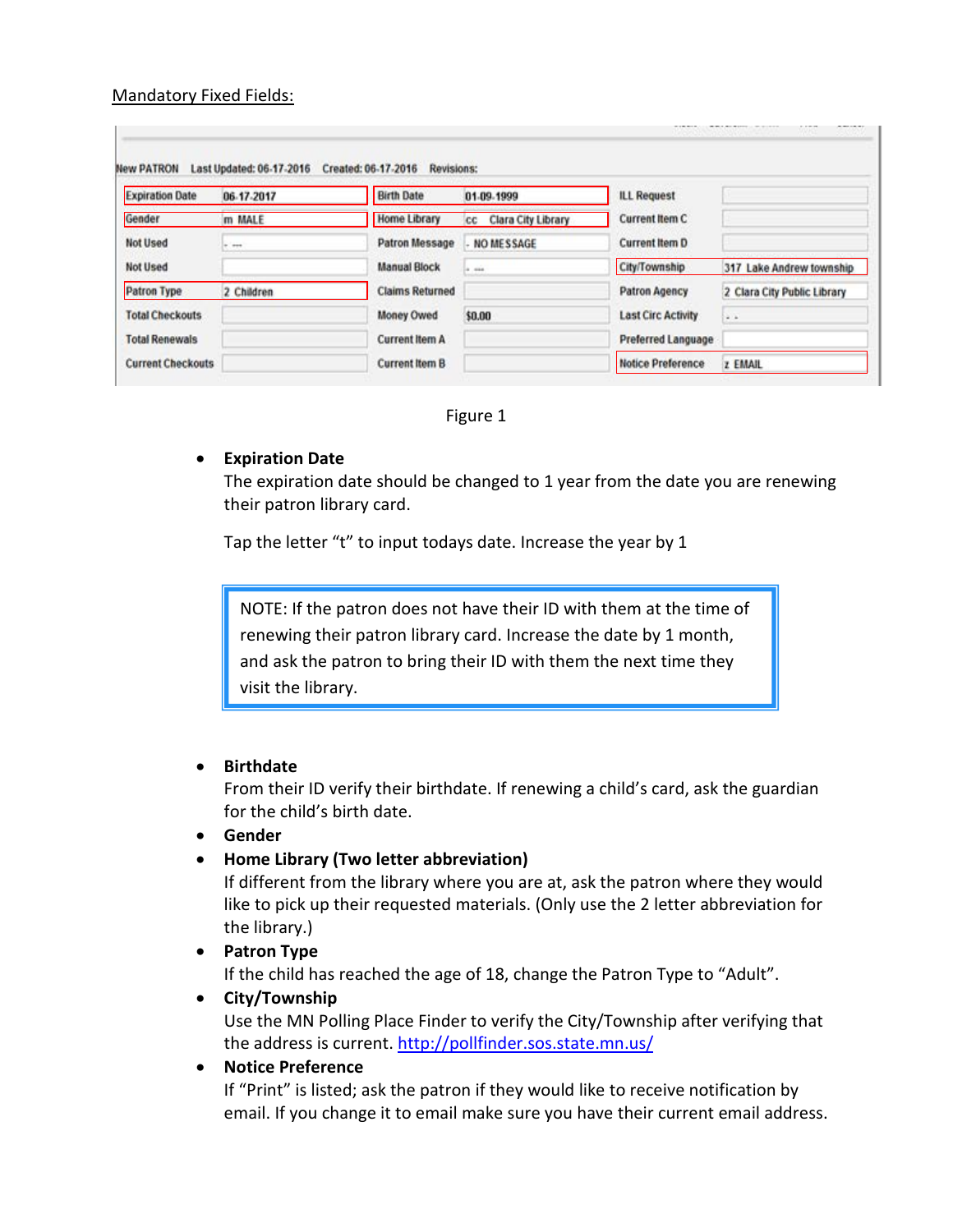Mandatory Fixed Fields:

New PATRON Last Updated: 06-17-2016 Created: 06-17-2016 Revisions:

| | | | | | |
|---|---|---|---|---|---|
| Expiration Date | 06-17-2017 | Birth Date | 01-09-1999 | ILL Request | |
| Gender | m MALE | Home Library | cc Clara City Library | Current Item C | |
| Not Used | - --- | Patron Message | - NO MESSAGE | Current Item D | |
| Not Used | | Manual Block | - --- | City/Township | 317 Lake Andrew township |
| Patron Type | 2 Children | Claims Returned | | Patron Agency | 2 Clara City Public Library |
| Total Checkouts | | Money Owed | $0.00 | Last Circ Activity | - - |
| Total Renewals | | Current Item A | | Preferred Language | |
| Current Checkouts | | Current Item B | | Notice Preference | z EMAIL |

Figure 1

- **Expiration Date**
  The expiration date should be changed to 1 year from the date you are renewing their patron library card.

  Tap the letter "t" to input todays date. Increase the year by 1

  > NOTE: If the patron does not have their ID with them at the time of renewing their patron library card. Increase the date by 1 month, and ask the patron to bring their ID with them the next time they visit the library.

- **Birthdate**
  From their ID verify their birthdate. If renewing a child's card, ask the guardian for the child's birth date.
- **Gender**
- **Home Library (Two letter abbreviation)**
  If different from the library where you are at, ask the patron where they would like to pick up their requested materials. (Only use the 2 letter abbreviation for the library.)
- **Patron Type**
  If the child has reached the age of 18, change the Patron Type to "Adult".
- **City/Township**
  Use the MN Polling Place Finder to verify the City/Township after verifying that the address is current. http://pollfinder.sos.state.mn.us/
- **Notice Preference**
  If "Print" is listed; ask the patron if they would like to receive notification by email. If you change it to email make sure you have their current email address.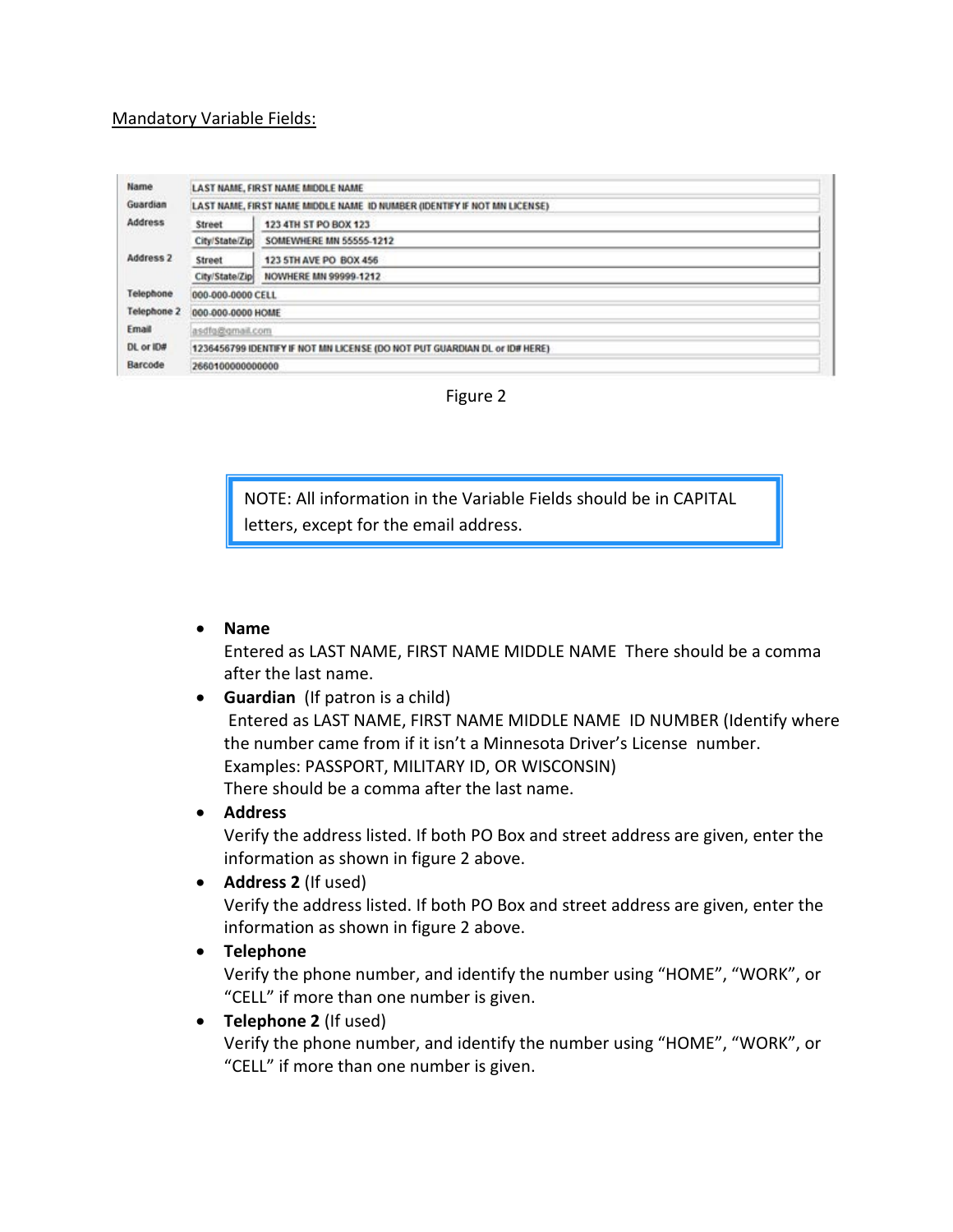Mandatory Variable Fields:

| | | |
|---|---|---|
| Name | LAST NAME, FIRST NAME MIDDLE NAME | |
| Guardian | LAST NAME, FIRST NAME MIDDLE NAME ID NUMBER (IDENTIFY IF NOT MN LICENSE) | |
| Address | Street | 123 4TH ST PO BOX 123 |
| | City/State/Zip | SOMEWHERE MN 55555-1212 |
| Address 2 | Street | 123 5TH AVE PO BOX 456 |
| | City/State/Zip | NOWHERE MN 99999-1212 |
| Telephone | 000-000-0000 CELL | |
| Telephone 2 | 000-000-0000 HOME | |
| Email | asdfg@gmail.com | |
| DL or ID# | 1236456799 IDENTIFY IF NOT MN LICENSE (DO NOT PUT GUARDIAN DL or ID# HERE) | |
| Barcode | 2660100000000000 | |

Figure 2

> NOTE: All information in the Variable Fields should be in CAPITAL letters, except for the email address.

- **Name**
  Entered as LAST NAME, FIRST NAME MIDDLE NAME There should be a comma after the last name.
- **Guardian** (If patron is a child)
  Entered as LAST NAME, FIRST NAME MIDDLE NAME ID NUMBER (Identify where the number came from if it isn't a Minnesota Driver's License number. Examples: PASSPORT, MILITARY ID, OR WISCONSIN)
  There should be a comma after the last name.
- **Address**
  Verify the address listed. If both PO Box and street address are given, enter the information as shown in figure 2 above.
- **Address 2** (If used)
  Verify the address listed. If both PO Box and street address are given, enter the information as shown in figure 2 above.
- **Telephone**
  Verify the phone number, and identify the number using "HOME", "WORK", or "CELL" if more than one number is given.
- **Telephone 2** (If used)
  Verify the phone number, and identify the number using "HOME", "WORK", or "CELL" if more than one number is given.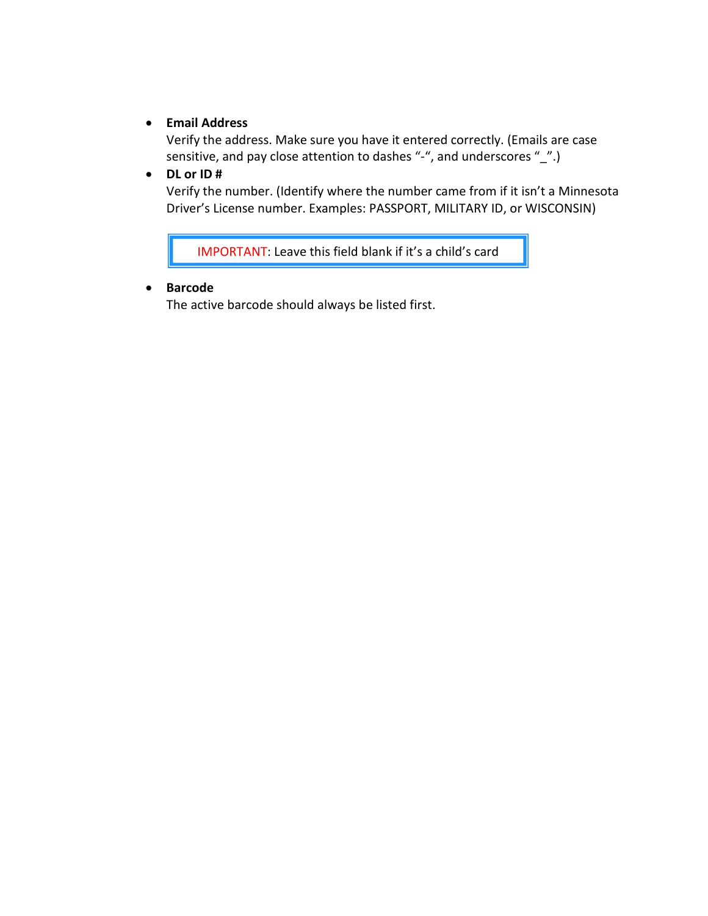- **Email Address**
  Verify the address. Make sure you have it entered correctly. (Emails are case sensitive, and pay close attention to dashes "-", and underscores "_".)
- **DL or ID #**
  Verify the number. (Identify where the number came from if it isn't a Minnesota Driver's License number. Examples: PASSPORT, MILITARY ID, or WISCONSIN)

  > IMPORTANT: Leave this field blank if it's a child's card

- **Barcode**
  The active barcode should always be listed first.